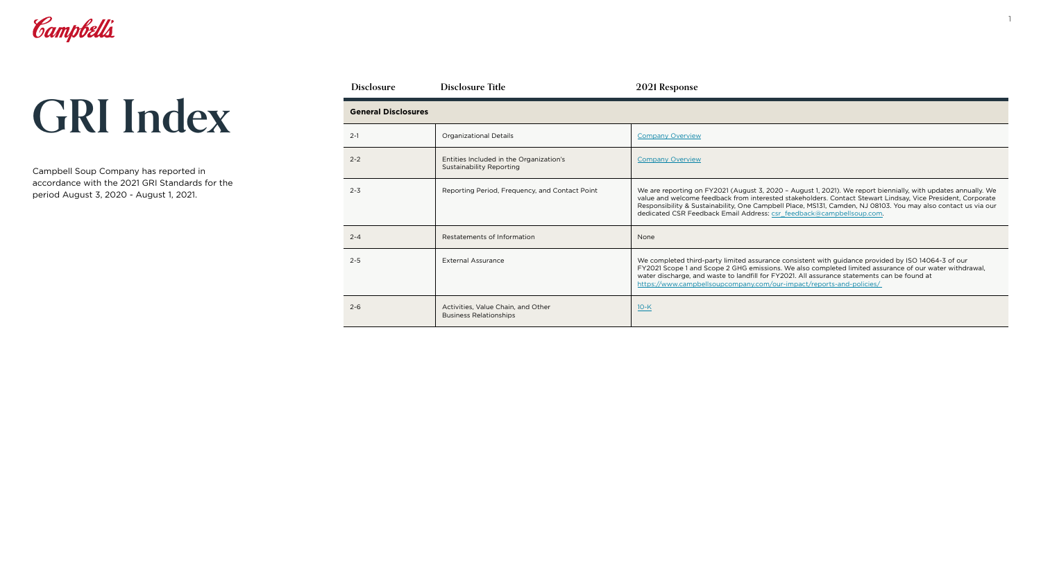# GRI Index

Campbell Soup Company has reported in accordance with the 2021 GRI Standards for the period August 3, 2020 - August 1, 2021.

| Disclosure | Disclosure Title | 2021 Response |
|---|---|---|
| **General Disclosures** | | |
| 2-1 | Organizational Details | Company Overview |
| 2-2 | Entities Included in the Organization's Sustainability Reporting | Company Overview |
| 2-3 | Reporting Period, Frequency, and Contact Point | We are reporting on FY2021 (August 3, 2020 – August 1, 2021). We report biennially, with updates annually. We value and welcome feedback from interested stakeholders. Contact Stewart Lindsay, Vice President, Corporate Responsibility & Sustainability, One Campbell Place, MS131, Camden, NJ 08103. You may also contact us via our dedicated CSR Feedback Email Address: csr_feedback@campbellsoup.com. |
| 2-4 | Restatements of Information | None |
| 2-5 | External Assurance | We completed third-party limited assurance consistent with guidance provided by ISO 14064-3 of our FY2021 Scope 1 and Scope 2 GHG emissions. We also completed limited assurance of our water withdrawal, water discharge, and waste to landfill for FY2021. All assurance statements can be found at https://www.campbellsoupcompany.com/our-impact/reports-and-policies/ |
| 2-6 | Activities, Value Chain, and Other Business Relationships | 10-K |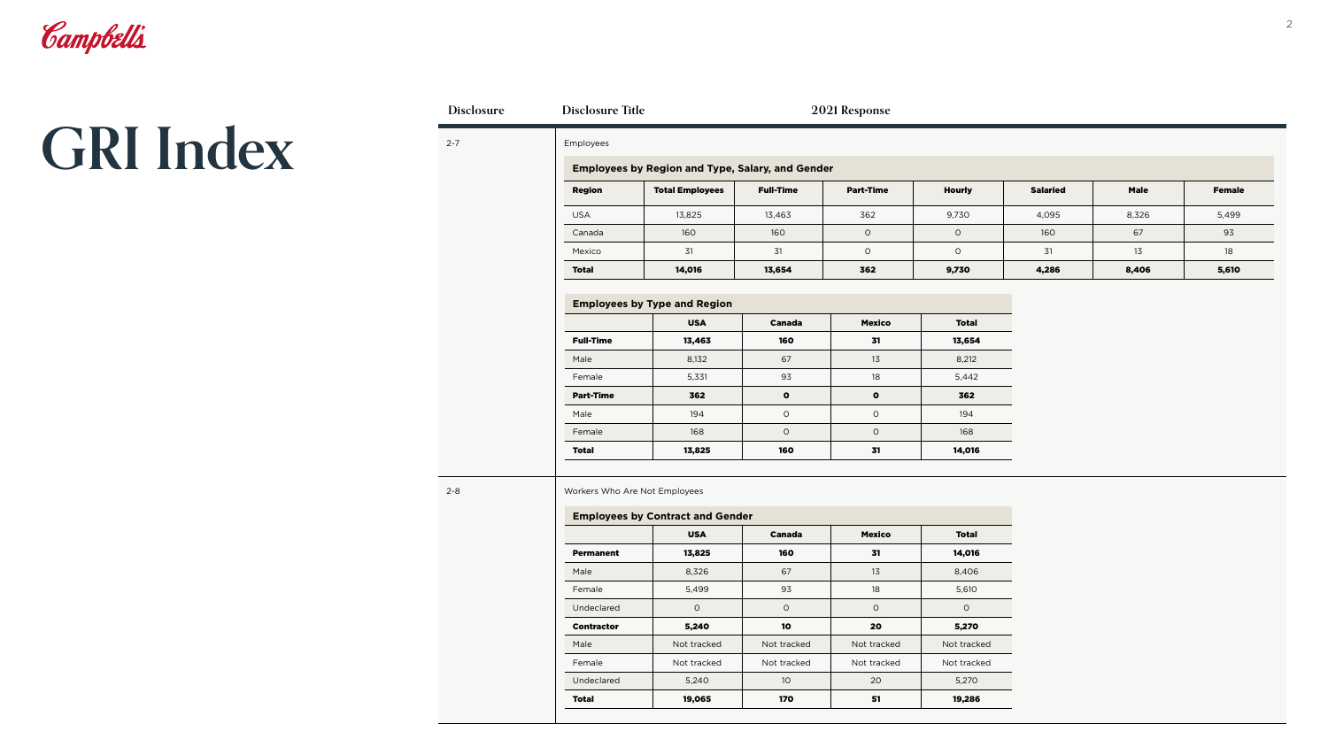# GRI Index

| Disclosure | Disclosure Title | 2021 Response |
|---|---|---|
| 2-7 | Employees | (see tables below) |
| 2-8 | Workers Who Are Not Employees | (see table below) |

## 2-7 Employees

**Employees by Region and Type, Salary, and Gender**

| Region | Total Employees | Full-Time | Part-Time | Hourly | Salaried | Male | Female |
|---|---|---|---|---|---|---|---|
| USA | 13,825 | 13,463 | 362 | 9,730 | 4,095 | 8,326 | 5,499 |
| Canada | 160 | 160 | 0 | 0 | 160 | 67 | 93 |
| Mexico | 31 | 31 | 0 | 0 | 31 | 13 | 18 |
| **Total** | **14,016** | **13,654** | **362** | **9,730** | **4,286** | **8,406** | **5,610** |

**Employees by Type and Region**

| | USA | Canada | Mexico | Total |
|---|---|---|---|---|
| **Full-Time** | **13,463** | **160** | **31** | **13,654** |
| Male | 8,132 | 67 | 13 | 8,212 |
| Female | 5,331 | 93 | 18 | 5,442 |
| **Part-Time** | **362** | **0** | **0** | **362** |
| Male | 194 | 0 | 0 | 194 |
| Female | 168 | 0 | 0 | 168 |
| **Total** | **13,825** | **160** | **31** | **14,016** |

## 2-8 Workers Who Are Not Employees

**Employees by Contract and Gender**

| | USA | Canada | Mexico | Total |
|---|---|---|---|---|
| **Permanent** | **13,825** | **160** | **31** | **14,016** |
| Male | 8,326 | 67 | 13 | 8,406 |
| Female | 5,499 | 93 | 18 | 5,610 |
| Undeclared | 0 | 0 | 0 | 0 |
| **Contractor** | **5,240** | **10** | **20** | **5,270** |
| Male | Not tracked | Not tracked | Not tracked | Not tracked |
| Female | Not tracked | Not tracked | Not tracked | Not tracked |
| Undeclared | 5,240 | 10 | 20 | 5,270 |
| **Total** | **19,065** | **170** | **51** | **19,286** |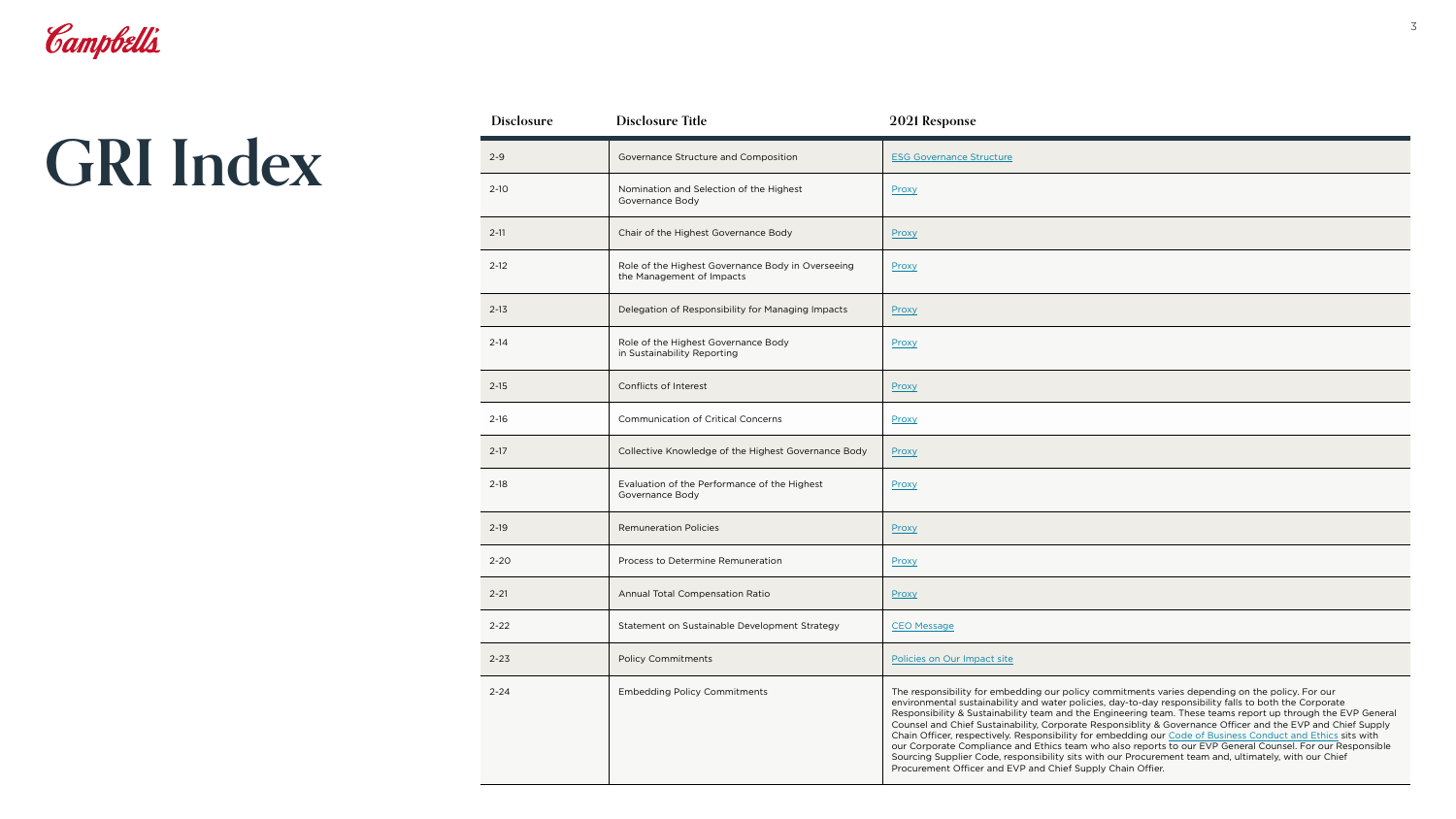# GRI Index

| Disclosure | Disclosure Title | 2021 Response |
|---|---|---|
| 2-9 | Governance Structure and Composition | ESG Governance Structure |
| 2-10 | Nomination and Selection of the Highest Governance Body | Proxy |
| 2-11 | Chair of the Highest Governance Body | Proxy |
| 2-12 | Role of the Highest Governance Body in Overseeing the Management of Impacts | Proxy |
| 2-13 | Delegation of Responsibility for Managing Impacts | Proxy |
| 2-14 | Role of the Highest Governance Body in Sustainability Reporting | Proxy |
| 2-15 | Conflicts of Interest | Proxy |
| 2-16 | Communication of Critical Concerns | Proxy |
| 2-17 | Collective Knowledge of the Highest Governance Body | Proxy |
| 2-18 | Evaluation of the Performance of the Highest Governance Body | Proxy |
| 2-19 | Remuneration Policies | Proxy |
| 2-20 | Process to Determine Remuneration | Proxy |
| 2-21 | Annual Total Compensation Ratio | Proxy |
| 2-22 | Statement on Sustainable Development Strategy | CEO Message |
| 2-23 | Policy Commitments | Policies on Our Impact site |
| 2-24 | Embedding Policy Commitments | The responsibility for embedding our policy commitments varies depending on the policy. For our environmental sustainability and water policies, day-to-day responsibility falls to both the Corporate Responsibility & Sustainability team and the Engineering team. These teams report up through the EVP General Counsel and Chief Sustainability, Corporate Responsiblity & Governance Officer and the EVP and Chief Supply Chain Officer, respectively. Responsibility for embedding our Code of Business Conduct and Ethics sits with our Corporate Compliance and Ethics team who also reports to our EVP General Counsel. For our Responsible Sourcing Supplier Code, responsibility sits with our Procurement team and, ultimately, with our Chief Procurement Officer and EVP and Chief Supply Chain Offier. |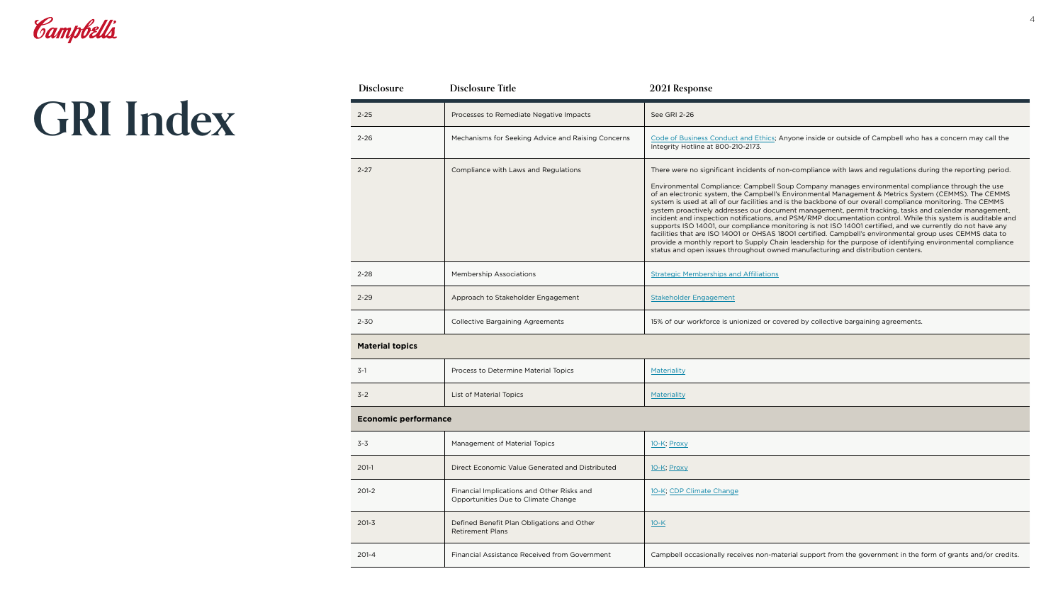# GRI Index

| Disclosure | Disclosure Title | 2021 Response |
|---|---|---|
| 2-25 | Processes to Remediate Negative Impacts | See GRI 2-26 |
| 2-26 | Mechanisms for Seeking Advice and Raising Concerns | Code of Business Conduct and Ethics; Anyone inside or outside of Campbell who has a concern may call the Integrity Hotline at 800-210-2173. |
| 2-27 | Compliance with Laws and Regulations | There were no significant incidents of non-compliance with laws and regulations during the reporting period.<br><br>Environmental Compliance: Campbell Soup Company manages environmental compliance through the use of an electronic system, the Campbell's Environmental Management & Metrics System (CEMMS). The CEMMS system is used at all of our facilities and is the backbone of our overall compliance monitoring. The CEMMS system proactively addresses our document management, permit tracking, tasks and calendar management, incident and inspection notifications, and PSM/RMP documentation control. While this system is auditable and supports ISO 14001, our compliance monitoring is not ISO 14001 certified, and we currently do not have any facilities that are ISO 14001 or OHSAS 18001 certified. Campbell's environmental group uses CEMMS data to provide a monthly report to Supply Chain leadership for the purpose of identifying environmental compliance status and open issues throughout owned manufacturing and distribution centers. |
| 2-28 | Membership Associations | Strategic Memberships and Affiliations |
| 2-29 | Approach to Stakeholder Engagement | Stakeholder Engagement |
| 2-30 | Collective Bargaining Agreements | 15% of our workforce is unionized or covered by collective bargaining agreements. |
| **Material topics** | | |
| 3-1 | Process to Determine Material Topics | Materiality |
| 3-2 | List of Material Topics | Materiality |
| **Economic performance** | | |
| 3-3 | Management of Material Topics | 10-K; Proxy |
| 201-1 | Direct Economic Value Generated and Distributed | 10-K; Proxy |
| 201-2 | Financial Implications and Other Risks and Opportunities Due to Climate Change | 10-K; CDP Climate Change |
| 201-3 | Defined Benefit Plan Obligations and Other Retirement Plans | 10-K |
| 201-4 | Financial Assistance Received from Government | Campbell occasionally receives non-material support from the government in the form of grants and/or credits. |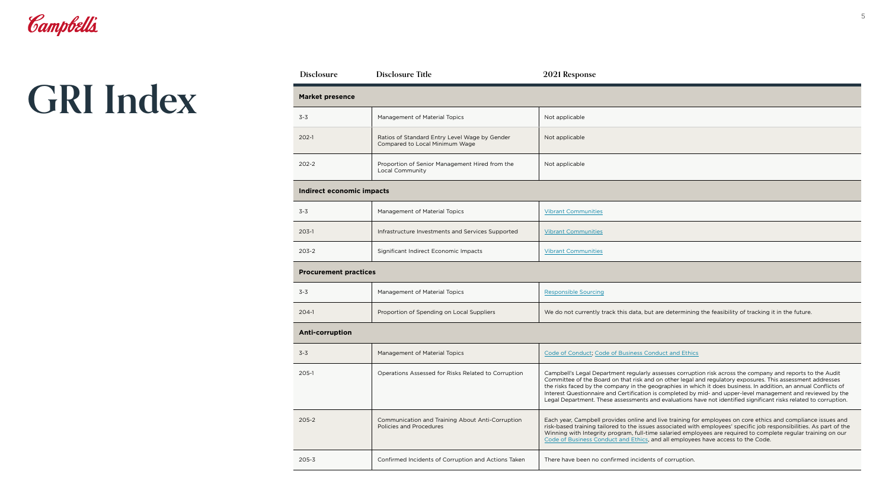# GRI Index

| Disclosure | Disclosure Title | 2021 Response |
| --- | --- | --- |
| **Market presence** | | |
| 3-3 | Management of Material Topics | Not applicable |
| 202-1 | Ratios of Standard Entry Level Wage by Gender Compared to Local Minimum Wage | Not applicable |
| 202-2 | Proportion of Senior Management Hired from the Local Community | Not applicable |
| **Indirect economic impacts** | | |
| 3-3 | Management of Material Topics | Vibrant Communities |
| 203-1 | Infrastructure Investments and Services Supported | Vibrant Communities |
| 203-2 | Significant Indirect Economic Impacts | Vibrant Communities |
| **Procurement practices** | | |
| 3-3 | Management of Material Topics | Responsible Sourcing |
| 204-1 | Proportion of Spending on Local Suppliers | We do not currently track this data, but are determining the feasibility of tracking it in the future. |
| **Anti-corruption** | | |
| 3-3 | Management of Material Topics | Code of Conduct; Code of Business Conduct and Ethics |
| 205-1 | Operations Assessed for Risks Related to Corruption | Campbell's Legal Department regularly assesses corruption risk across the company and reports to the Audit Committee of the Board on that risk and on other legal and regulatory exposures. This assessment addresses the risks faced by the company in the geographies in which it does business. In addition, an annual Conflicts of Interest Questionnaire and Certification is completed by mid- and upper-level management and reviewed by the Legal Department. These assessments and evaluations have not identified significant risks related to corruption. |
| 205-2 | Communication and Training About Anti-Corruption Policies and Procedures | Each year, Campbell provides online and live training for employees on core ethics and compliance issues and risk-based training tailored to the issues associated with employees' specific job responsibilities. As part of the Winning with Integrity program, full-time salaried employees are required to complete regular training on our Code of Business Conduct and Ethics, and all employees have access to the Code. |
| 205-3 | Confirmed Incidents of Corruption and Actions Taken | There have been no confirmed incidents of corruption. |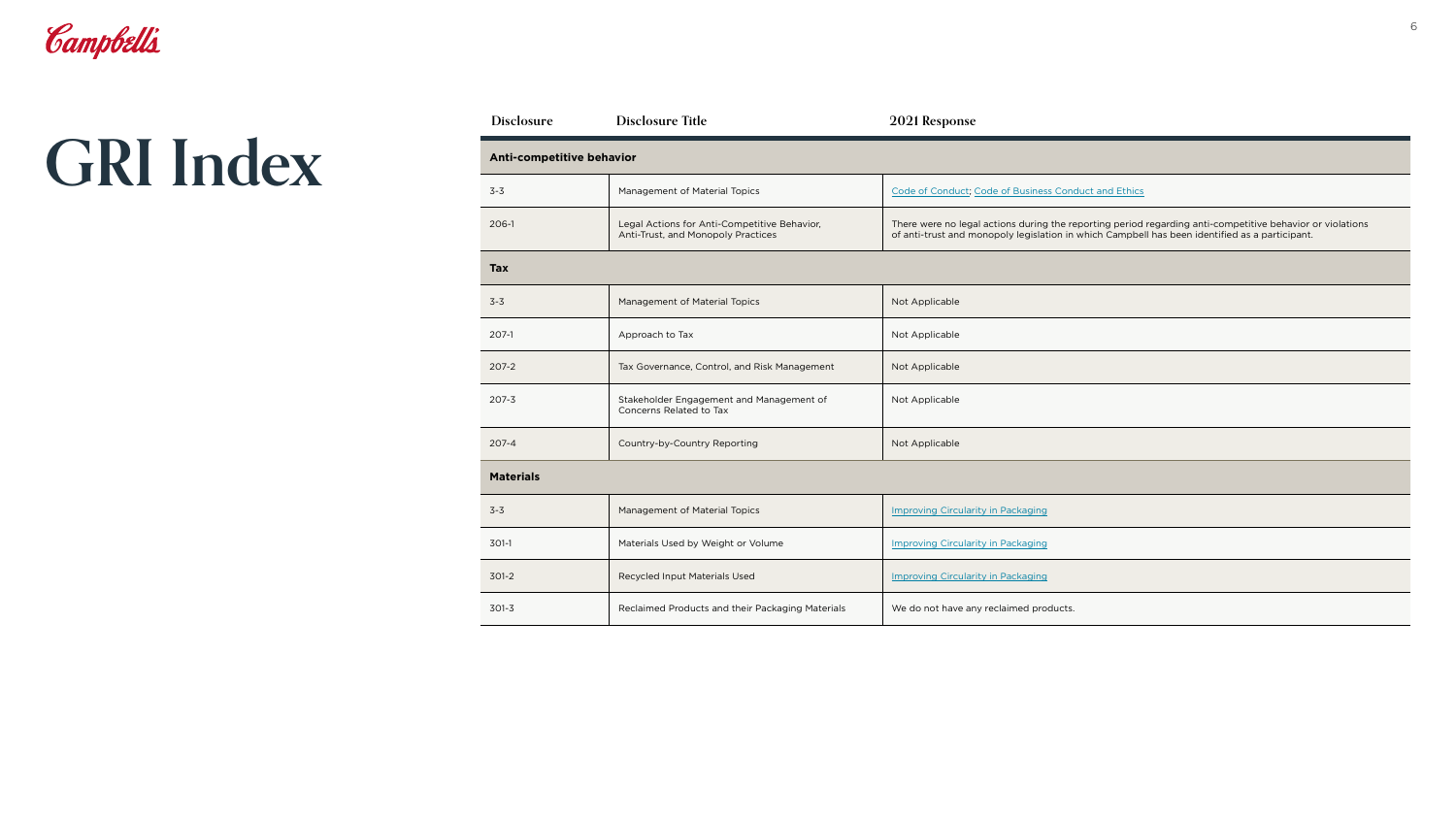# GRI Index

| Disclosure | Disclosure Title | 2021 Response |
|---|---|---|
| **Anti-competitive behavior** | | |
| 3-3 | Management of Material Topics | Code of Conduct; Code of Business Conduct and Ethics |
| 206-1 | Legal Actions for Anti-Competitive Behavior, Anti-Trust, and Monopoly Practices | There were no legal actions during the reporting period regarding anti-competitive behavior or violations of anti-trust and monopoly legislation in which Campbell has been identified as a participant. |
| **Tax** | | |
| 3-3 | Management of Material Topics | Not Applicable |
| 207-1 | Approach to Tax | Not Applicable |
| 207-2 | Tax Governance, Control, and Risk Management | Not Applicable |
| 207-3 | Stakeholder Engagement and Management of Concerns Related to Tax | Not Applicable |
| 207-4 | Country-by-Country Reporting | Not Applicable |
| **Materials** | | |
| 3-3 | Management of Material Topics | Improving Circularity in Packaging |
| 301-1 | Materials Used by Weight or Volume | Improving Circularity in Packaging |
| 301-2 | Recycled Input Materials Used | Improving Circularity in Packaging |
| 301-3 | Reclaimed Products and their Packaging Materials | We do not have any reclaimed products. |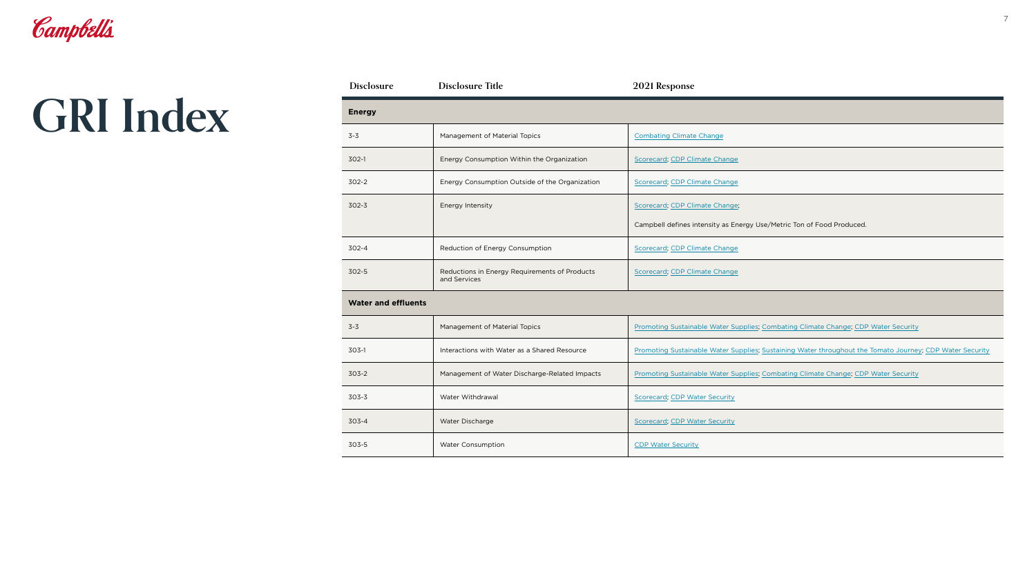# GRI Index

| Disclosure | Disclosure Title | 2021 Response |
| --- | --- | --- |
| **Energy** | | |
| 3-3 | Management of Material Topics | Combating Climate Change |
| 302-1 | Energy Consumption Within the Organization | Scorecard; CDP Climate Change |
| 302-2 | Energy Consumption Outside of the Organization | Scorecard; CDP Climate Change |
| 302-3 | Energy Intensity | Scorecard; CDP Climate Change; Campbell defines intensity as Energy Use/Metric Ton of Food Produced. |
| 302-4 | Reduction of Energy Consumption | Scorecard; CDP Climate Change |
| 302-5 | Reductions in Energy Requirements of Products and Services | Scorecard; CDP Climate Change |
| **Water and effluents** | | |
| 3-3 | Management of Material Topics | Promoting Sustainable Water Supplies; Combating Climate Change; CDP Water Security |
| 303-1 | Interactions with Water as a Shared Resource | Promoting Sustainable Water Supplies; Sustaining Water throughout the Tomato Journey; CDP Water Security |
| 303-2 | Management of Water Discharge-Related Impacts | Promoting Sustainable Water Supplies; Combating Climate Change; CDP Water Security |
| 303-3 | Water Withdrawal | Scorecard; CDP Water Security |
| 303-4 | Water Discharge | Scorecard; CDP Water Security |
| 303-5 | Water Consumption | CDP Water Security |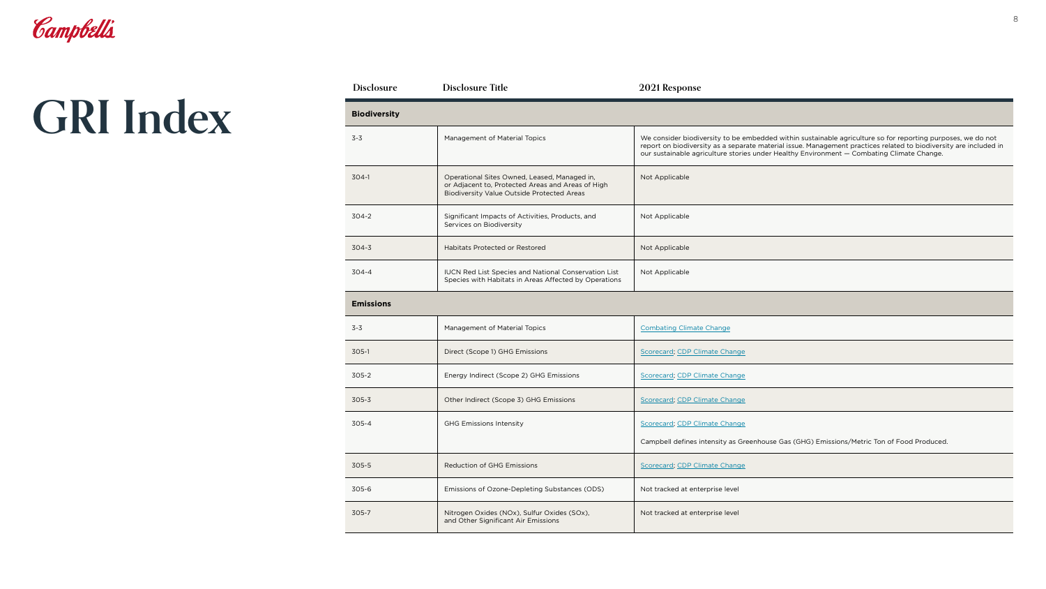# GRI Index

| Disclosure | Disclosure Title | 2021 Response |
| --- | --- | --- |
| **Biodiversity** | | |
| 3-3 | Management of Material Topics | We consider biodiversity to be embedded within sustainable agriculture so for reporting purposes, we do not report on biodiversity as a separate material issue. Management practices related to biodiversity are included in our sustainable agriculture stories under Healthy Environment — Combating Climate Change. |
| 304-1 | Operational Sites Owned, Leased, Managed in, or Adjacent to, Protected Areas and Areas of High Biodiversity Value Outside Protected Areas | Not Applicable |
| 304-2 | Significant Impacts of Activities, Products, and Services on Biodiversity | Not Applicable |
| 304-3 | Habitats Protected or Restored | Not Applicable |
| 304-4 | IUCN Red List Species and National Conservation List Species with Habitats in Areas Affected by Operations | Not Applicable |
| **Emissions** | | |
| 3-3 | Management of Material Topics | Combating Climate Change |
| 305-1 | Direct (Scope 1) GHG Emissions | Scorecard; CDP Climate Change |
| 305-2 | Energy Indirect (Scope 2) GHG Emissions | Scorecard; CDP Climate Change |
| 305-3 | Other Indirect (Scope 3) GHG Emissions | Scorecard; CDP Climate Change |
| 305-4 | GHG Emissions Intensity | Scorecard; CDP Climate Change<br><br>Campbell defines intensity as Greenhouse Gas (GHG) Emissions/Metric Ton of Food Produced. |
| 305-5 | Reduction of GHG Emissions | Scorecard; CDP Climate Change |
| 305-6 | Emissions of Ozone-Depleting Substances (ODS) | Not tracked at enterprise level |
| 305-7 | Nitrogen Oxides (NOx), Sulfur Oxides (SOx), and Other Significant Air Emissions | Not tracked at enterprise level |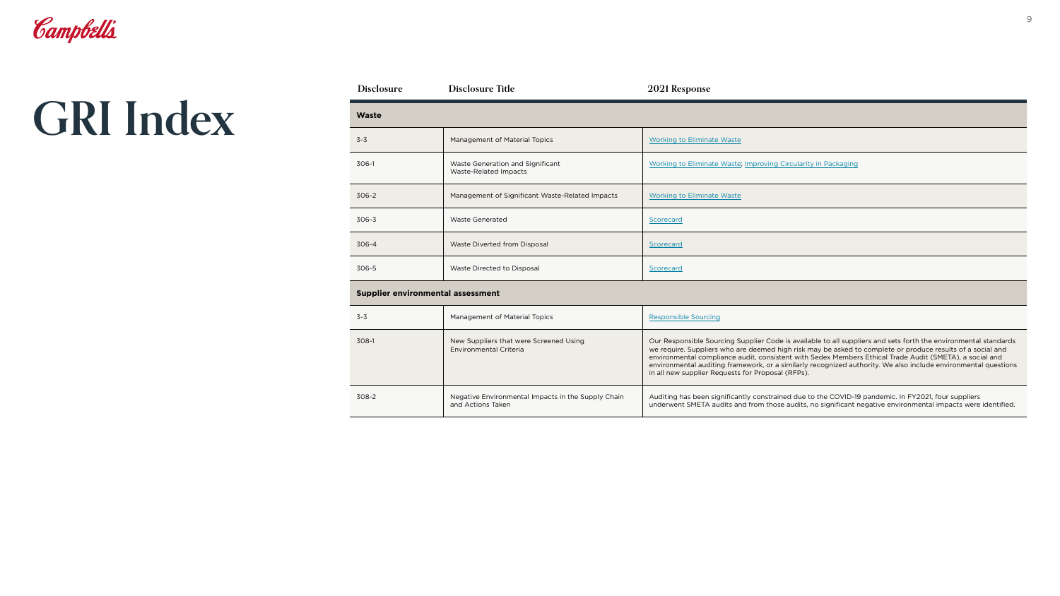# GRI Index

| Disclosure | Disclosure Title | 2021 Response |
| --- | --- | --- |
| **Waste** | | |
| 3-3 | Management of Material Topics | Working to Eliminate Waste |
| 306-1 | Waste Generation and Significant Waste-Related Impacts | Working to Eliminate Waste; Improving Circularity in Packaging |
| 306-2 | Management of Significant Waste-Related Impacts | Working to Eliminate Waste |
| 306-3 | Waste Generated | Scorecard |
| 306-4 | Waste Diverted from Disposal | Scorecard |
| 306-5 | Waste Directed to Disposal | Scorecard |
| **Supplier environmental assessment** | | |
| 3-3 | Management of Material Topics | Responsible Sourcing |
| 308-1 | New Suppliers that were Screened Using Environmental Criteria | Our Responsible Sourcing Supplier Code is available to all suppliers and sets forth the environmental standards we require. Suppliers who are deemed high risk may be asked to complete or produce results of a social and environmental compliance audit, consistent with Sedex Members Ethical Trade Audit (SMETA), a social and environmental auditing framework, or a similarly recognized authority. We also include environmental questions in all new supplier Requests for Proposal (RFPs). |
| 308-2 | Negative Environmental Impacts in the Supply Chain and Actions Taken | Auditing has been significantly constrained due to the COVID-19 pandemic. In FY2021, four suppliers underwent SMETA audits and from those audits, no significant negative environmental impacts were identified. |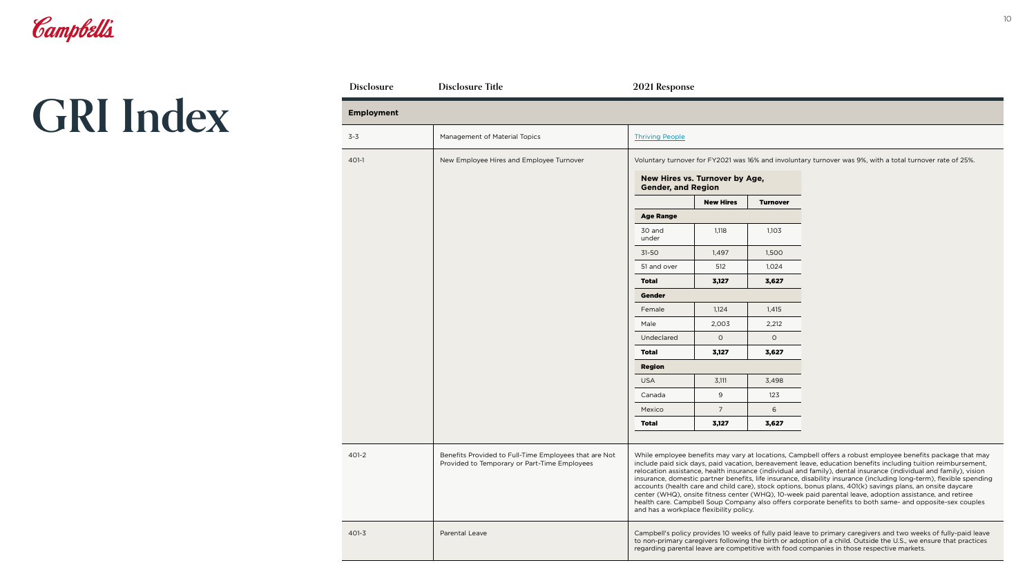# GRI Index

| Disclosure | Disclosure Title | 2021 Response |
|---|---|---|
| **Employment** | | |
| 3-3 | Management of Material Topics | Thriving People |
| 401-1 | New Employee Hires and Employee Turnover | Voluntary turnover for FY2021 was 16% and involuntary turnover was 9%, with a total turnover rate of 25%. (See table below.) |
| 401-2 | Benefits Provided to Full-Time Employees that are Not Provided to Temporary or Part-Time Employees | While employee benefits may vary at locations, Campbell offers a robust employee benefits package that may include paid sick days, paid vacation, bereavement leave, education benefits including tuition reimbursement, relocation assistance, health insurance (individual and family), dental insurance (individual and family), vision insurance, domestic partner benefits, life insurance, disability insurance (including long-term), flexible spending accounts (health care and child care), stock options, bonus plans, 401(k) savings plans, an onsite daycare center (WHQ), onsite fitness center (WHQ), 10-week paid parental leave, adoption assistance, and retiree health care. Campbell Soup Company also offers corporate benefits to both same- and opposite-sex couples and has a workplace flexibility policy. |
| 401-3 | Parental Leave | Campbell's policy provides 10 weeks of fully paid leave to primary caregivers and two weeks of fully-paid leave to non-primary caregivers following the birth or adoption of a child. Outside the U.S., we ensure that practices regarding parental leave are competitive with food companies in those respective markets. |

**New Hires vs. Turnover by Age, Gender, and Region**

| | New Hires | Turnover |
|---|---|---|
| **Age Range** | | |
| 30 and under | 1,118 | 1,103 |
| 31-50 | 1,497 | 1,500 |
| 51 and over | 512 | 1,024 |
| **Total** | **3,127** | **3,627** |
| **Gender** | | |
| Female | 1,124 | 1,415 |
| Male | 2,003 | 2,212 |
| Undeclared | 0 | 0 |
| **Total** | **3,127** | **3,627** |
| **Region** | | |
| USA | 3,111 | 3,498 |
| Canada | 9 | 123 |
| Mexico | 7 | 6 |
| **Total** | **3,127** | **3,627** |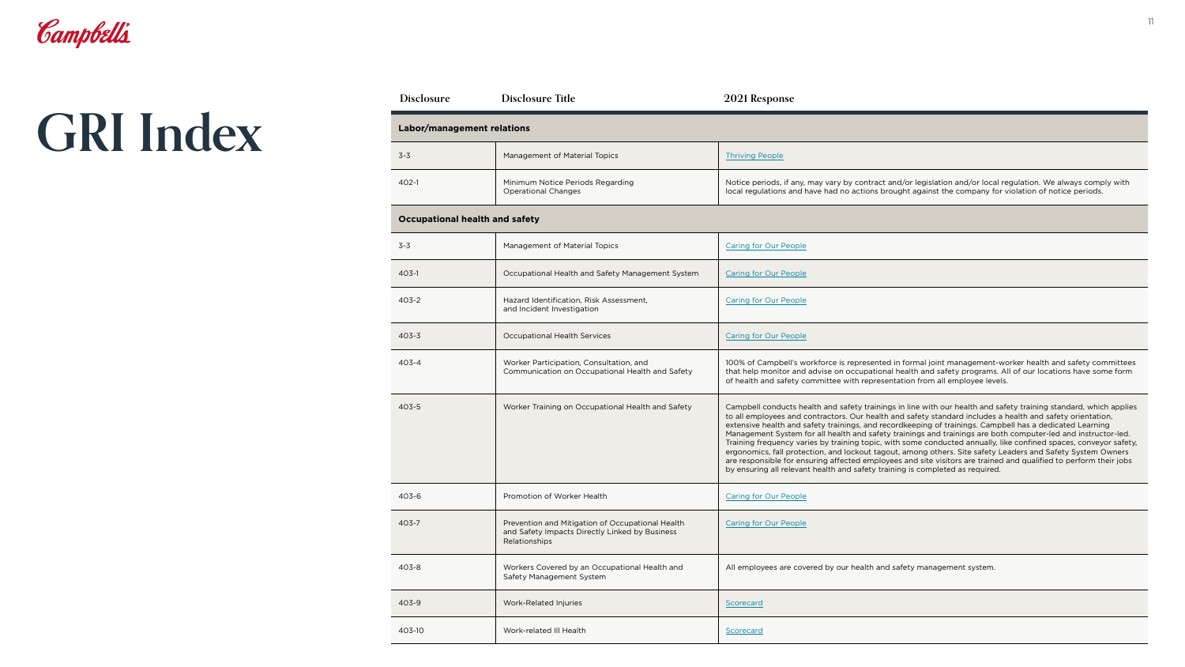# GRI Index

| Disclosure | Disclosure Title | 2021 Response |
|---|---|---|
| **Labor/management relations** | | |
| 3-3 | Management of Material Topics | Thriving People |
| 402-1 | Minimum Notice Periods Regarding Operational Changes | Notice periods, if any, may vary by contract and/or legislation and/or local regulation. We always comply with local regulations and have had no actions brought against the company for violation of notice periods. |
| **Occupational health and safety** | | |
| 3-3 | Management of Material Topics | Caring for Our People |
| 403-1 | Occupational Health and Safety Management System | Caring for Our People |
| 403-2 | Hazard Identification, Risk Assessment, and Incident Investigation | Caring for Our People |
| 403-3 | Occupational Health Services | Caring for Our People |
| 403-4 | Worker Participation, Consultation, and Communication on Occupational Health and Safety | 100% of Campbell's workforce is represented in formal joint management-worker health and safety committees that help monitor and advise on occupational health and safety programs. All of our locations have some form of health and safety committee with representation from all employee levels. |
| 403-5 | Worker Training on Occupational Health and Safety | Campbell conducts health and safety trainings in line with our health and safety training standard, which applies to all employees and contractors. Our health and safety standard includes a health and safety orientation, extensive health and safety trainings, and recordkeeping of trainings. Campbell has a dedicated Learning Management System for all health and safety trainings and trainings are both computer-led and instructor-led. Training frequency varies by training topic, with some conducted annually, like confined spaces, conveyor safety, ergonomics, fall protection, and lockout tagout, among others. Site safety Leaders and Safety System Owners are responsible for ensuring affected employees and site visitors are trained and qualified to perform their jobs by ensuring all relevant health and safety training is completed as required. |
| 403-6 | Promotion of Worker Health | Caring for Our People |
| 403-7 | Prevention and Mitigation of Occupational Health and Safety Impacts Directly Linked by Business Relationships | Caring for Our People |
| 403-8 | Workers Covered by an Occupational Health and Safety Management System | All employees are covered by our health and safety management system. |
| 403-9 | Work-Related Injuries | Scorecard |
| 403-10 | Work-related Ill Health | Scorecard |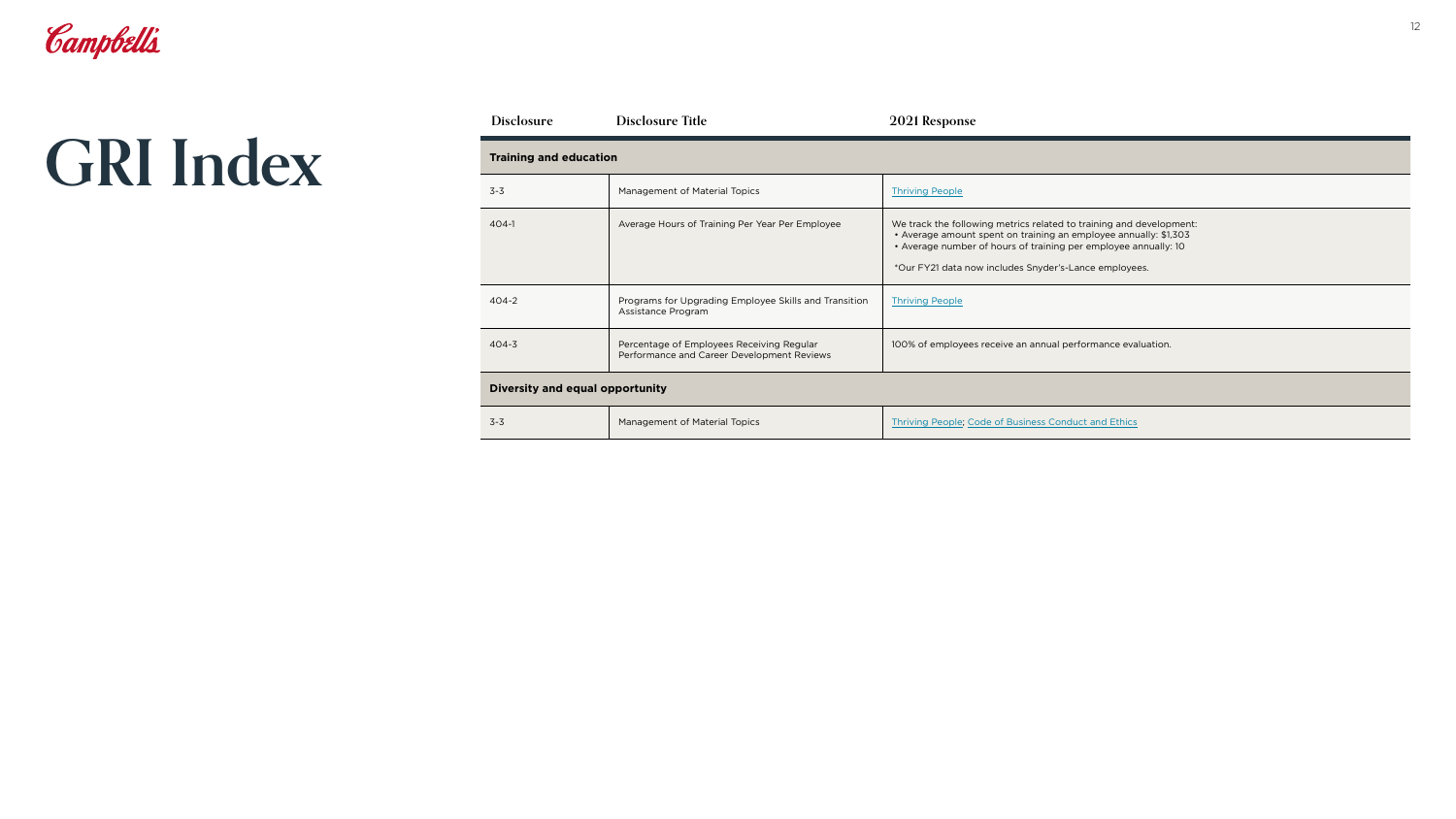# GRI Index

| Disclosure | Disclosure Title | 2021 Response |
|---|---|---|
| **Training and education** | | |
| 3-3 | Management of Material Topics | Thriving People |
| 404-1 | Average Hours of Training Per Year Per Employee | We track the following metrics related to training and development:<br>• Average amount spent on training an employee annually: $1,303<br>• Average number of hours of training per employee annually: 10<br><br>*Our FY21 data now includes Snyder's-Lance employees. |
| 404-2 | Programs for Upgrading Employee Skills and Transition Assistance Program | Thriving People |
| 404-3 | Percentage of Employees Receiving Regular Performance and Career Development Reviews | 100% of employees receive an annual performance evaluation. |
| **Diversity and equal opportunity** | | |
| 3-3 | Management of Material Topics | Thriving People; Code of Business Conduct and Ethics |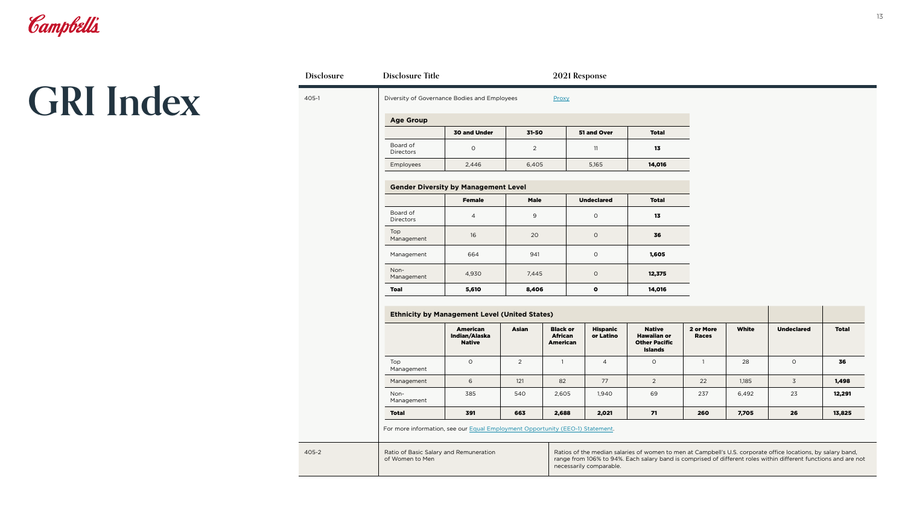# GRI Index

| Disclosure | Disclosure Title | 2021 Response |
|---|---|---|
| 405-1 | Diversity of Governance Bodies and Employees | [Proxy] |

**Age Group**

| | 30 and Under | 31-50 | 51 and Over | Total |
|---|---|---|---|---|
| Board of Directors | 0 | 2 | 11 | **13** |
| Employees | 2,446 | 6,405 | 5,165 | **14,016** |

**Gender Diversity by Management Level**

| | Female | Male | Undeclared | Total |
|---|---|---|---|---|
| Board of Directors | 4 | 9 | 0 | **13** |
| Top Management | 16 | 20 | 0 | **36** |
| Management | 664 | 941 | 0 | **1,605** |
| Non-Management | 4,930 | 7,445 | 0 | **12,375** |
| **Toal** | **5,610** | **8,406** | **0** | **14,016** |

**Ethnicity by Management Level (United States)**

| | American Indian/Alaska Native | Asian | Black or African American | Hispanic or Latino | Native Hawaiian or Other Pacific Islands | 2 or More Races | White | Undeclared | Total |
|---|---|---|---|---|---|---|---|---|---|
| Top Management | 0 | 2 | 1 | 4 | 0 | 1 | 28 | 0 | **36** |
| Management | 6 | 121 | 82 | 77 | 2 | 22 | 1,185 | 3 | **1,498** |
| Non-Management | 385 | 540 | 2,605 | 1,940 | 69 | 237 | 6,492 | 23 | **12,291** |
| **Total** | **391** | **663** | **2,688** | **2,021** | **71** | **260** | **7,705** | **26** | **13,825** |

For more information, see our Equal Employment Opportunity (EEO-1) Statement.

| Disclosure | Disclosure Title | 2021 Response |
|---|---|---|
| 405-2 | Ratio of Basic Salary and Remuneration of Women to Men | Ratios of the median salaries of women to men at Campbell's U.S. corporate office locations, by salary band, range from 106% to 94%. Each salary band is comprised of different roles within different functions and are not necessarily comparable. |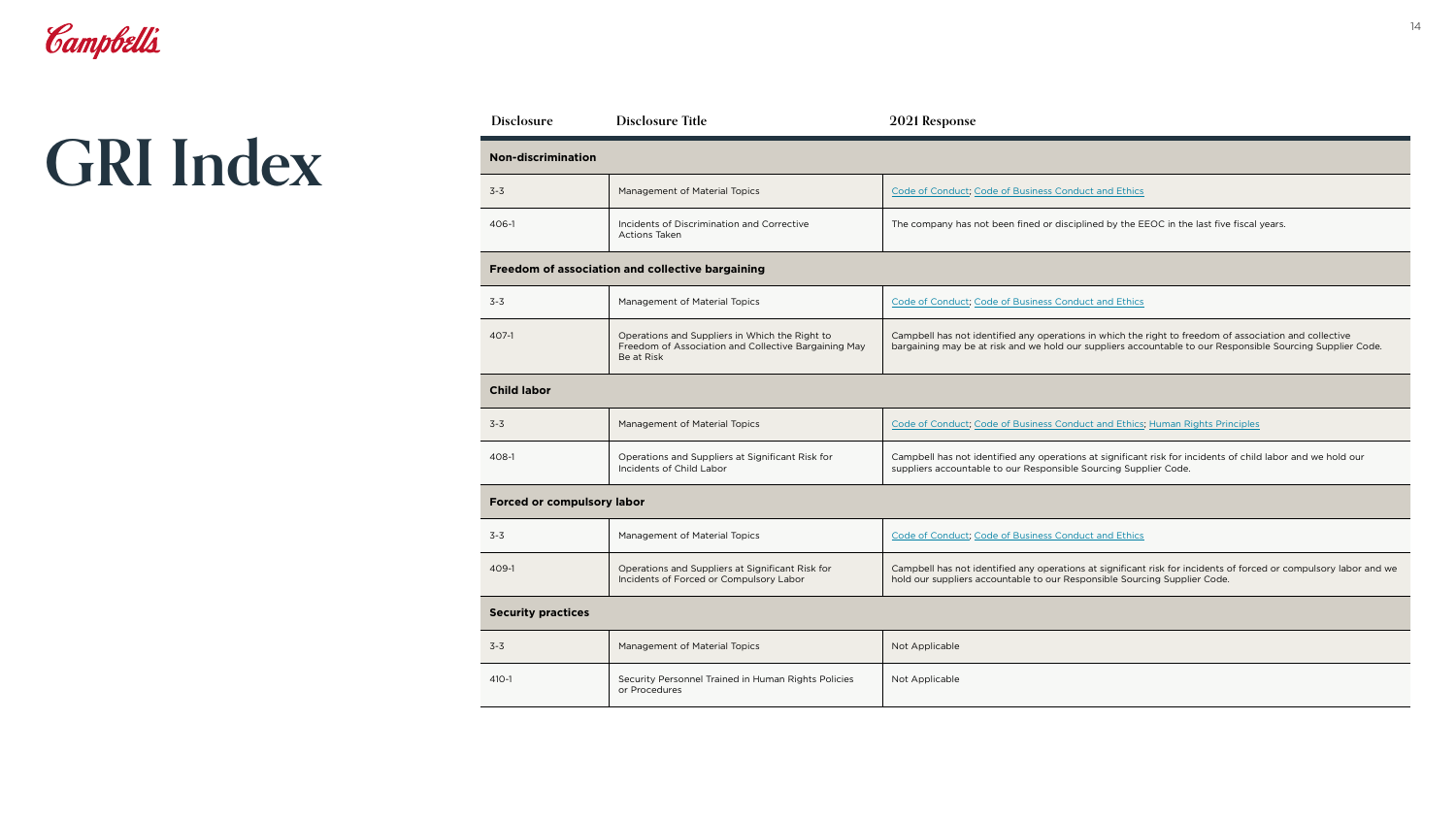# GRI Index

| Disclosure | Disclosure Title | 2021 Response |
|---|---|---|
| **Non-discrimination** | | |
| 3-3 | Management of Material Topics | Code of Conduct; Code of Business Conduct and Ethics |
| 406-1 | Incidents of Discrimination and Corrective Actions Taken | The company has not been fined or disciplined by the EEOC in the last five fiscal years. |
| **Freedom of association and collective bargaining** | | |
| 3-3 | Management of Material Topics | Code of Conduct; Code of Business Conduct and Ethics |
| 407-1 | Operations and Suppliers in Which the Right to Freedom of Association and Collective Bargaining May Be at Risk | Campbell has not identified any operations in which the right to freedom of association and collective bargaining may be at risk and we hold our suppliers accountable to our Responsible Sourcing Supplier Code. |
| **Child labor** | | |
| 3-3 | Management of Material Topics | Code of Conduct; Code of Business Conduct and Ethics; Human Rights Principles |
| 408-1 | Operations and Suppliers at Significant Risk for Incidents of Child Labor | Campbell has not identified any operations at significant risk for incidents of child labor and we hold our suppliers accountable to our Responsible Sourcing Supplier Code. |
| **Forced or compulsory labor** | | |
| 3-3 | Management of Material Topics | Code of Conduct; Code of Business Conduct and Ethics |
| 409-1 | Operations and Suppliers at Significant Risk for Incidents of Forced or Compulsory Labor | Campbell has not identified any operations at significant risk for incidents of forced or compulsory labor and we hold our suppliers accountable to our Responsible Sourcing Supplier Code. |
| **Security practices** | | |
| 3-3 | Management of Material Topics | Not Applicable |
| 410-1 | Security Personnel Trained in Human Rights Policies or Procedures | Not Applicable |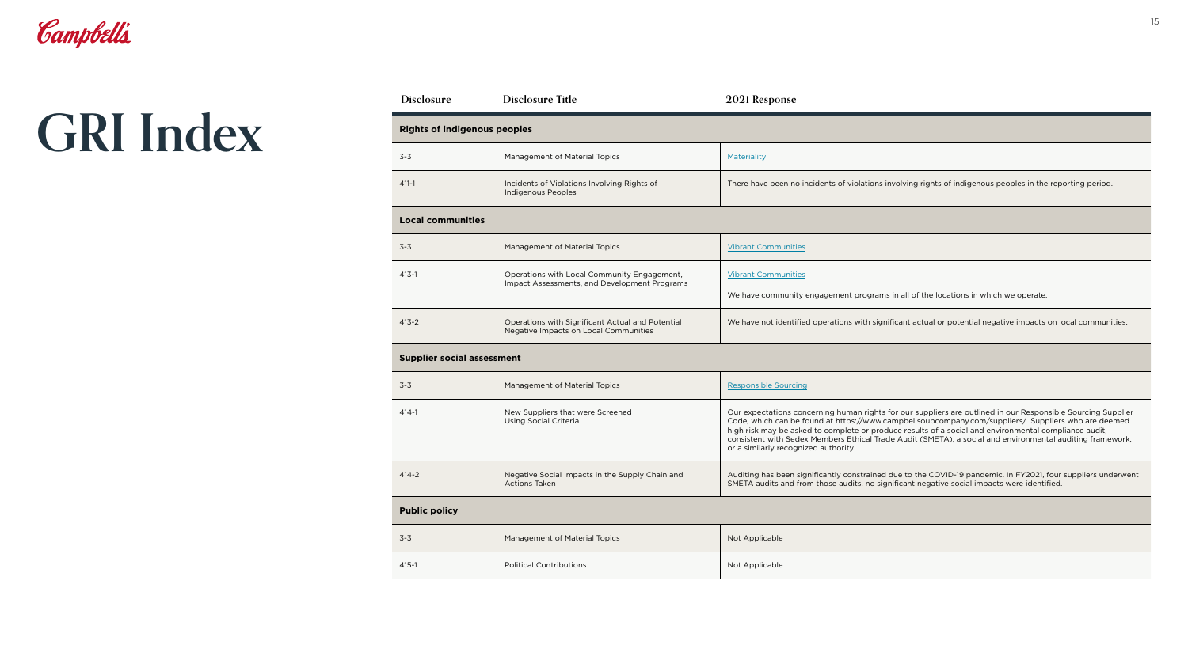# GRI Index

| Disclosure | Disclosure Title | 2021 Response |
|---|---|---|
| **Rights of indigenous peoples** | | |
| 3-3 | Management of Material Topics | Materiality |
| 411-1 | Incidents of Violations Involving Rights of Indigenous Peoples | There have been no incidents of violations involving rights of indigenous peoples in the reporting period. |
| **Local communities** | | |
| 3-3 | Management of Material Topics | Vibrant Communities |
| 413-1 | Operations with Local Community Engagement, Impact Assessments, and Development Programs | Vibrant Communities<br><br>We have community engagement programs in all of the locations in which we operate. |
| 413-2 | Operations with Significant Actual and Potential Negative Impacts on Local Communities | We have not identified operations with significant actual or potential negative impacts on local communities. |
| **Supplier social assessment** | | |
| 3-3 | Management of Material Topics | Responsible Sourcing |
| 414-1 | New Suppliers that were Screened Using Social Criteria | Our expectations concerning human rights for our suppliers are outlined in our Responsible Sourcing Supplier Code, which can be found at https://www.campbellsoupcompany.com/suppliers/. Suppliers who are deemed high risk may be asked to complete or produce results of a social and environmental compliance audit, consistent with Sedex Members Ethical Trade Audit (SMETA), a social and environmental auditing framework, or a similarly recognized authority. |
| 414-2 | Negative Social Impacts in the Supply Chain and Actions Taken | Auditing has been significantly constrained due to the COVID-19 pandemic. In FY2021, four suppliers underwent SMETA audits and from those audits, no significant negative social impacts were identified. |
| **Public policy** | | |
| 3-3 | Management of Material Topics | Not Applicable |
| 415-1 | Political Contributions | Not Applicable |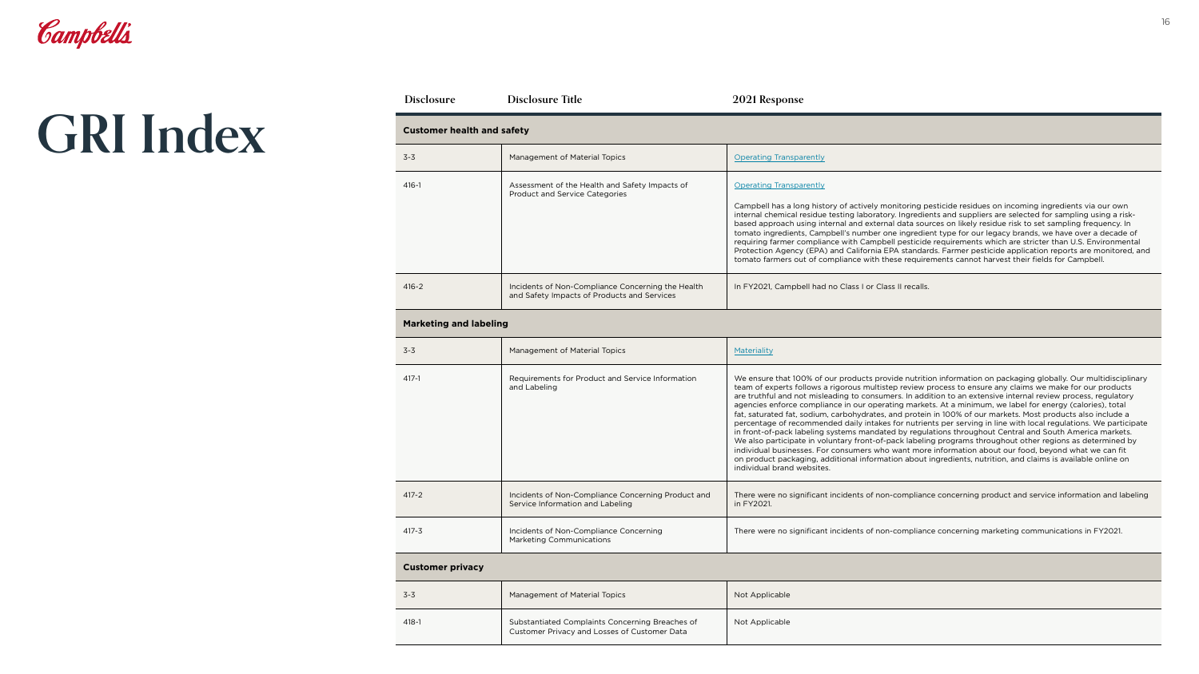# GRI Index

| Disclosure | Disclosure Title | 2021 Response |
|---|---|---|
| **Customer health and safety** | | |
| 3-3 | Management of Material Topics | Operating Transparently |
| 416-1 | Assessment of the Health and Safety Impacts of Product and Service Categories | Operating Transparently<br><br>Campbell has a long history of actively monitoring pesticide residues on incoming ingredients via our own internal chemical residue testing laboratory. Ingredients and suppliers are selected for sampling using a risk-based approach using internal and external data sources on likely residue risk to set sampling frequency. In tomato ingredients, Campbell's number one ingredient type for our legacy brands, we have over a decade of requiring farmer compliance with Campbell pesticide requirements which are stricter than U.S. Environmental Protection Agency (EPA) and California EPA standards. Farmer pesticide application reports are monitored, and tomato farmers out of compliance with these requirements cannot harvest their fields for Campbell. |
| 416-2 | Incidents of Non-Compliance Concerning the Health and Safety Impacts of Products and Services | In FY2021, Campbell had no Class I or Class II recalls. |
| **Marketing and labeling** | | |
| 3-3 | Management of Material Topics | Materiality |
| 417-1 | Requirements for Product and Service Information and Labeling | We ensure that 100% of our products provide nutrition information on packaging globally. Our multidisciplinary team of experts follows a rigorous multistep review process to ensure any claims we make for our products are truthful and not misleading to consumers. In addition to an extensive internal review process, regulatory agencies enforce compliance in our operating markets. At a minimum, we label for energy (calories), total fat, saturated fat, sodium, carbohydrates, and protein in 100% of our markets. Most products also include a percentage of recommended daily intakes for nutrients per serving in line with local regulations. We participate in front-of-pack labeling systems mandated by regulations throughout Central and South America markets. We also participate in voluntary front-of-pack labeling programs throughout other regions as determined by individual businesses. For consumers who want more information about our food, beyond what we can fit on product packaging, additional information about ingredients, nutrition, and claims is available online on individual brand websites. |
| 417-2 | Incidents of Non-Compliance Concerning Product and Service Information and Labeling | There were no significant incidents of non-compliance concerning product and service information and labeling in FY2021. |
| 417-3 | Incidents of Non-Compliance Concerning Marketing Communications | There were no significant incidents of non-compliance concerning marketing communications in FY2021. |
| **Customer privacy** | | |
| 3-3 | Management of Material Topics | Not Applicable |
| 418-1 | Substantiated Complaints Concerning Breaches of Customer Privacy and Losses of Customer Data | Not Applicable |